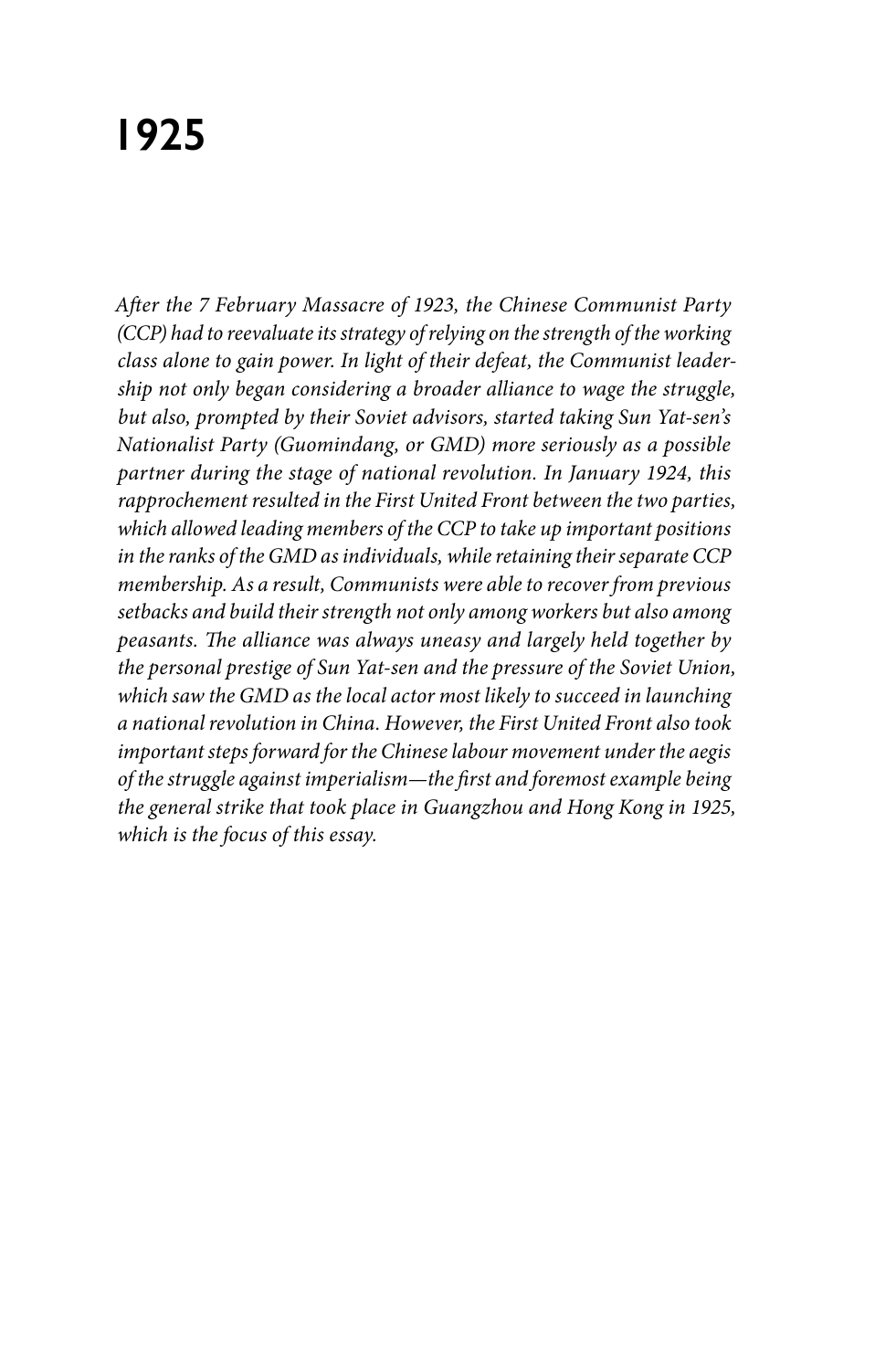# 1925

*After the 7 February Massacre of 1923, the Chinese Communist Party (CCP) had to reevaluate its strategy of relying on the strength of the working class alone to gain power. In light of their defeat, the Communist leadership not only began considering a broader alliance to wage the struggle, but also, prompted by their Soviet advisors, started taking Sun Yat-sen's Nationalist Party (Guomindang, or GMD) more seriously as a possible partner during the stage of national revolution. In January 1924, this rapprochement resulted in the First United Front between the two parties, which allowed leading members of the CCP to take up important positions in the ranks of the GMD as individuals, while retaining their separate CCP membership. As a result, Communists were able to recover from previous setbacks and build their strength not only among workers but also among peasants. The alliance was always uneasy and largely held together by the personal prestige of Sun Yat-sen and the pressure of the Soviet Union, which saw the GMD as the local actor most likely to succeed in launching a national revolution in China. However, the First United Front also took important steps forward for the Chinese labour movement under the aegis of the struggle against imperialism—the first and foremost example being the general strike that took place in Guangzhou and Hong Kong in 1925, which is the focus of this essay.*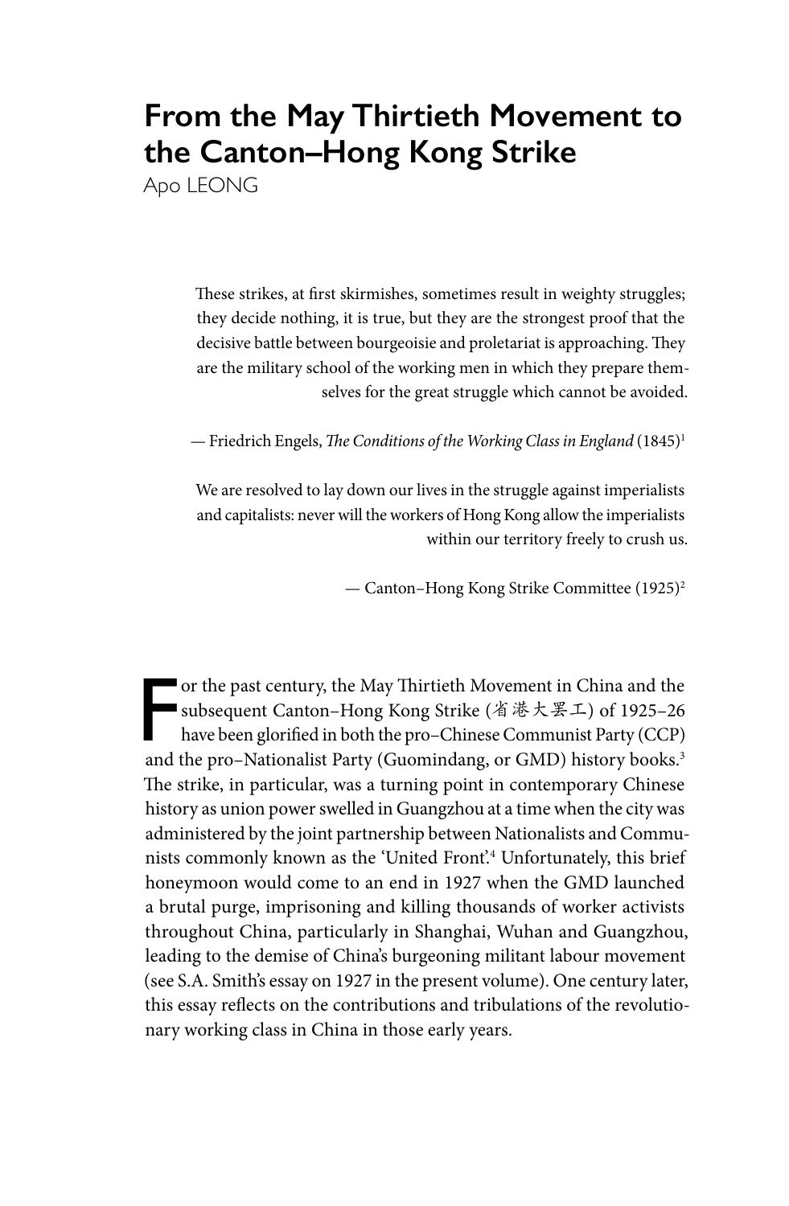# From the May Thirtieth Movement to the Canton–Hong Kong Strike

Apo LEONG

> These strikes, at first skirmishes, sometimes result in weighty struggles; they decide nothing, it is true, but they are the strongest proof that the decisive battle between bourgeoisie and proletariat is approaching. They are the military school of the working men in which they prepare themselves for the great struggle which cannot be avoided.
>
> — Friedrich Engels, *The Conditions of the Working Class in England* (1845)[1]

> We are resolved to lay down our lives in the struggle against imperialists and capitalists: never will the workers of Hong Kong allow the imperialists within our territory freely to crush us.
>
> — Canton–Hong Kong Strike Committee (1925)[2]

For the past century, the May Thirtieth Movement in China and the subsequent Canton–Hong Kong Strike (省港大罢工) of 1925–26 have been glorified in both the pro–Chinese Communist Party (CCP) and the pro–Nationalist Party (Guomindang, or GMD) history books.[3] The strike, in particular, was a turning point in contemporary Chinese history as union power swelled in Guangzhou at a time when the city was administered by the joint partnership between Nationalists and Communists commonly known as the 'United Front'.[4] Unfortunately, this brief honeymoon would come to an end in 1927 when the GMD launched a brutal purge, imprisoning and killing thousands of worker activists throughout China, particularly in Shanghai, Wuhan and Guangzhou, leading to the demise of China's burgeoning militant labour movement (see S.A. Smith's essay on 1927 in the present volume). One century later, this essay reflects on the contributions and tribulations of the revolutionary working class in China in those early years.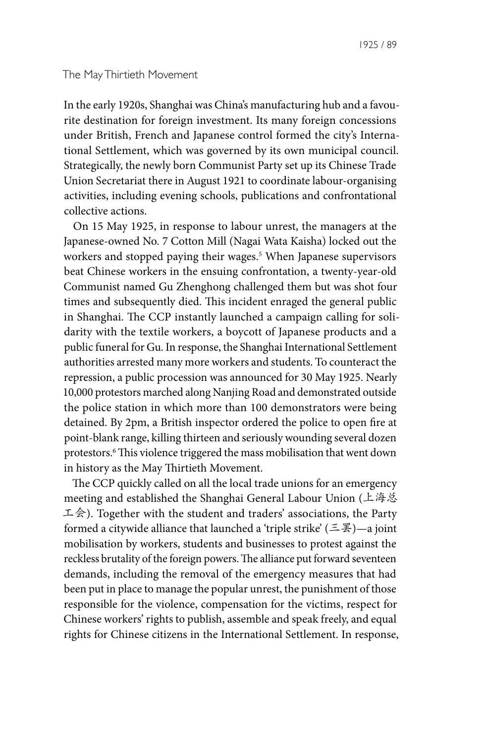## The May Thirtieth Movement

In the early 1920s, Shanghai was China's manufacturing hub and a favourite destination for foreign investment. Its many foreign concessions under British, French and Japanese control formed the city's International Settlement, which was governed by its own municipal council. Strategically, the newly born Communist Party set up its Chinese Trade Union Secretariat there in August 1921 to coordinate labour-organising activities, including evening schools, publications and confrontational collective actions.

On 15 May 1925, in response to labour unrest, the managers at the Japanese-owned No. 7 Cotton Mill (Nagai Wata Kaisha) locked out the workers and stopped paying their wages.[5] When Japanese supervisors beat Chinese workers in the ensuing confrontation, a twenty-year-old Communist named Gu Zhenghong challenged them but was shot four times and subsequently died. This incident enraged the general public in Shanghai. The CCP instantly launched a campaign calling for solidarity with the textile workers, a boycott of Japanese products and a public funeral for Gu. In response, the Shanghai International Settlement authorities arrested many more workers and students. To counteract the repression, a public procession was announced for 30 May 1925. Nearly 10,000 protestors marched along Nanjing Road and demonstrated outside the police station in which more than 100 demonstrators were being detained. By 2pm, a British inspector ordered the police to open fire at point-blank range, killing thirteen and seriously wounding several dozen protestors.[6] This violence triggered the mass mobilisation that went down in history as the May Thirtieth Movement.

The CCP quickly called on all the local trade unions for an emergency meeting and established the Shanghai General Labour Union (上海总工会). Together with the student and traders' associations, the Party formed a citywide alliance that launched a 'triple strike' (三罢)—a joint mobilisation by workers, students and businesses to protest against the reckless brutality of the foreign powers. The alliance put forward seventeen demands, including the removal of the emergency measures that had been put in place to manage the popular unrest, the punishment of those responsible for the violence, compensation for the victims, respect for Chinese workers' rights to publish, assemble and speak freely, and equal rights for Chinese citizens in the International Settlement. In response,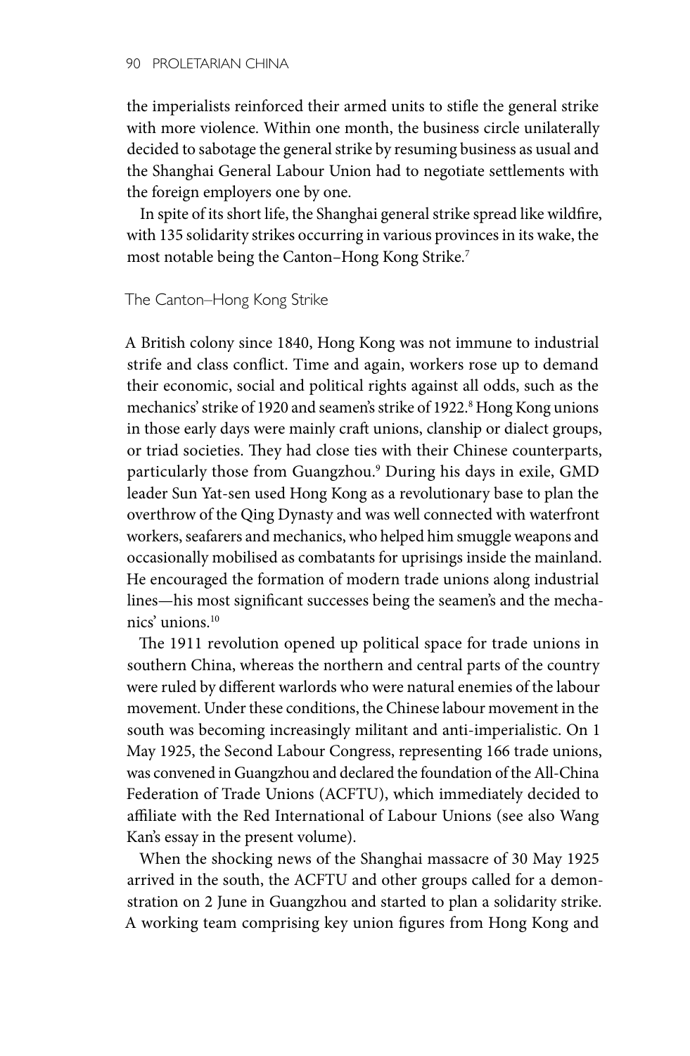the imperialists reinforced their armed units to stifle the general strike with more violence. Within one month, the business circle unilaterally decided to sabotage the general strike by resuming business as usual and the Shanghai General Labour Union had to negotiate settlements with the foreign employers one by one.

In spite of its short life, the Shanghai general strike spread like wildfire, with 135 solidarity strikes occurring in various provinces in its wake, the most notable being the Canton–Hong Kong Strike.[7]

## The Canton–Hong Kong Strike

A British colony since 1840, Hong Kong was not immune to industrial strife and class conflict. Time and again, workers rose up to demand their economic, social and political rights against all odds, such as the mechanics' strike of 1920 and seamen's strike of 1922.[8] Hong Kong unions in those early days were mainly craft unions, clanship or dialect groups, or triad societies. They had close ties with their Chinese counterparts, particularly those from Guangzhou.[9] During his days in exile, GMD leader Sun Yat-sen used Hong Kong as a revolutionary base to plan the overthrow of the Qing Dynasty and was well connected with waterfront workers, seafarers and mechanics, who helped him smuggle weapons and occasionally mobilised as combatants for uprisings inside the mainland. He encouraged the formation of modern trade unions along industrial lines—his most significant successes being the seamen's and the mechanics' unions.[10]

The 1911 revolution opened up political space for trade unions in southern China, whereas the northern and central parts of the country were ruled by different warlords who were natural enemies of the labour movement. Under these conditions, the Chinese labour movement in the south was becoming increasingly militant and anti-imperialistic. On 1 May 1925, the Second Labour Congress, representing 166 trade unions, was convened in Guangzhou and declared the foundation of the All-China Federation of Trade Unions (ACFTU), which immediately decided to affiliate with the Red International of Labour Unions (see also Wang Kan's essay in the present volume).

When the shocking news of the Shanghai massacre of 30 May 1925 arrived in the south, the ACFTU and other groups called for a demonstration on 2 June in Guangzhou and started to plan a solidarity strike. A working team comprising key union figures from Hong Kong and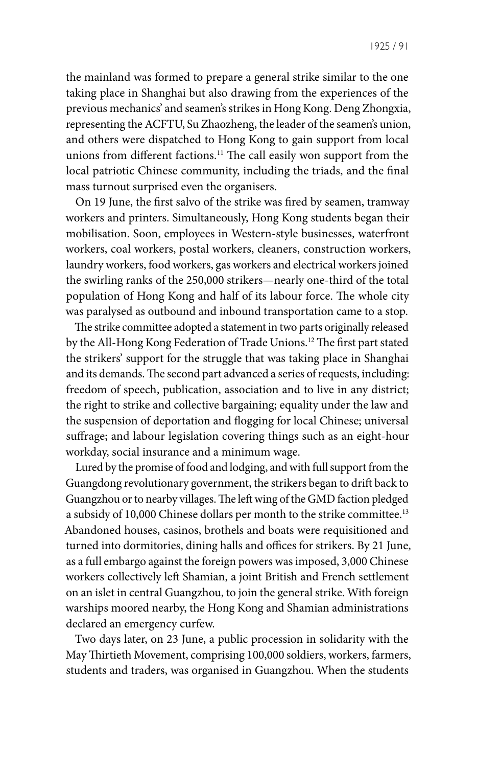the mainland was formed to prepare a general strike similar to the one taking place in Shanghai but also drawing from the experiences of the previous mechanics' and seamen's strikes in Hong Kong. Deng Zhongxia, representing the ACFTU, Su Zhaozheng, the leader of the seamen's union, and others were dispatched to Hong Kong to gain support from local unions from different factions.[11] The call easily won support from the local patriotic Chinese community, including the triads, and the final mass turnout surprised even the organisers.

On 19 June, the first salvo of the strike was fired by seamen, tramway workers and printers. Simultaneously, Hong Kong students began their mobilisation. Soon, employees in Western-style businesses, waterfront workers, coal workers, postal workers, cleaners, construction workers, laundry workers, food workers, gas workers and electrical workers joined the swirling ranks of the 250,000 strikers—nearly one-third of the total population of Hong Kong and half of its labour force. The whole city was paralysed as outbound and inbound transportation came to a stop.

The strike committee adopted a statement in two parts originally released by the All-Hong Kong Federation of Trade Unions.[12] The first part stated the strikers' support for the struggle that was taking place in Shanghai and its demands. The second part advanced a series of requests, including: freedom of speech, publication, association and to live in any district; the right to strike and collective bargaining; equality under the law and the suspension of deportation and flogging for local Chinese; universal suffrage; and labour legislation covering things such as an eight-hour workday, social insurance and a minimum wage.

Lured by the promise of food and lodging, and with full support from the Guangdong revolutionary government, the strikers began to drift back to Guangzhou or to nearby villages. The left wing of the GMD faction pledged a subsidy of 10,000 Chinese dollars per month to the strike committee.[13] Abandoned houses, casinos, brothels and boats were requisitioned and turned into dormitories, dining halls and offices for strikers. By 21 June, as a full embargo against the foreign powers was imposed, 3,000 Chinese workers collectively left Shamian, a joint British and French settlement on an islet in central Guangzhou, to join the general strike. With foreign warships moored nearby, the Hong Kong and Shamian administrations declared an emergency curfew.

Two days later, on 23 June, a public procession in solidarity with the May Thirtieth Movement, comprising 100,000 soldiers, workers, farmers, students and traders, was organised in Guangzhou. When the students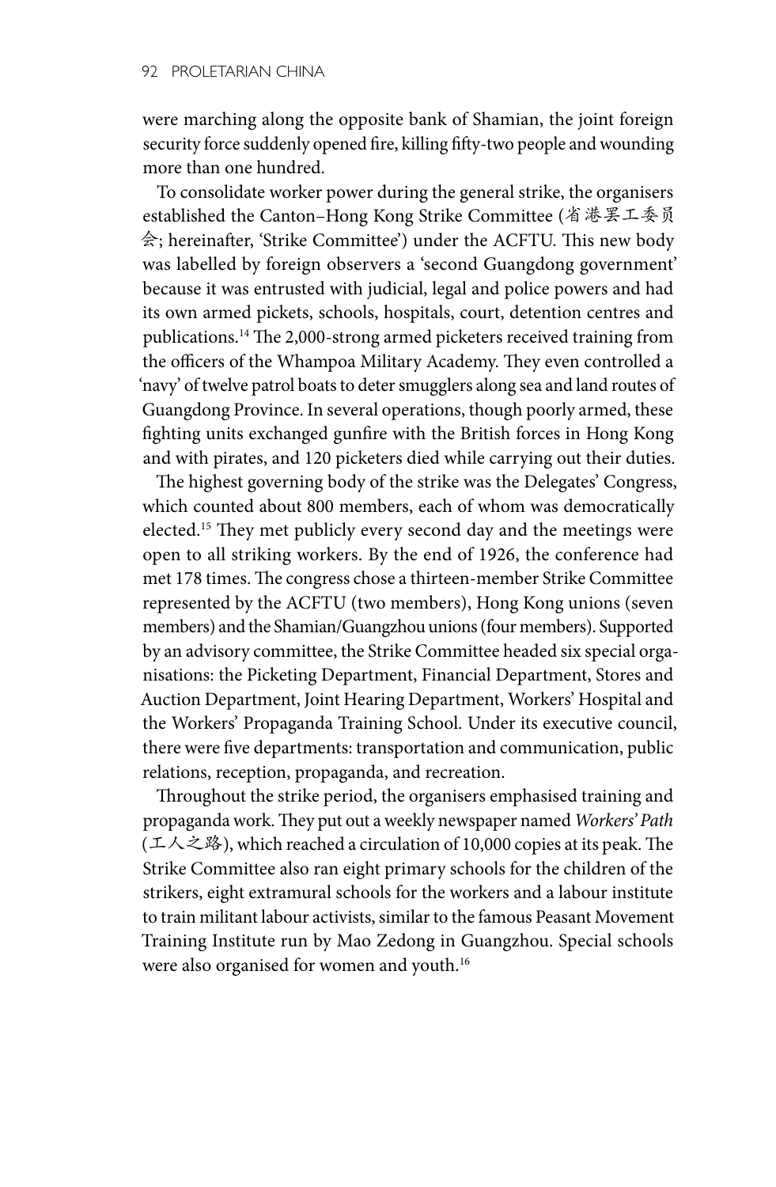were marching along the opposite bank of Shamian, the joint foreign security force suddenly opened fire, killing fifty-two people and wounding more than one hundred.

To consolidate worker power during the general strike, the organisers established the Canton–Hong Kong Strike Committee (省港罢工委员会; hereinafter, 'Strike Committee') under the ACFTU. This new body was labelled by foreign observers a 'second Guangdong government' because it was entrusted with judicial, legal and police powers and had its own armed pickets, schools, hospitals, court, detention centres and publications.[14] The 2,000-strong armed picketers received training from the officers of the Whampoa Military Academy. They even controlled a 'navy' of twelve patrol boats to deter smugglers along sea and land routes of Guangdong Province. In several operations, though poorly armed, these fighting units exchanged gunfire with the British forces in Hong Kong and with pirates, and 120 picketers died while carrying out their duties.

The highest governing body of the strike was the Delegates' Congress, which counted about 800 members, each of whom was democratically elected.[15] They met publicly every second day and the meetings were open to all striking workers. By the end of 1926, the conference had met 178 times. The congress chose a thirteen-member Strike Committee represented by the ACFTU (two members), Hong Kong unions (seven members) and the Shamian/Guangzhou unions (four members). Supported by an advisory committee, the Strike Committee headed six special organisations: the Picketing Department, Financial Department, Stores and Auction Department, Joint Hearing Department, Workers' Hospital and the Workers' Propaganda Training School. Under its executive council, there were five departments: transportation and communication, public relations, reception, propaganda, and recreation.

Throughout the strike period, the organisers emphasised training and propaganda work. They put out a weekly newspaper named *Workers' Path* (工人之路), which reached a circulation of 10,000 copies at its peak. The Strike Committee also ran eight primary schools for the children of the strikers, eight extramural schools for the workers and a labour institute to train militant labour activists, similar to the famous Peasant Movement Training Institute run by Mao Zedong in Guangzhou. Special schools were also organised for women and youth.[16]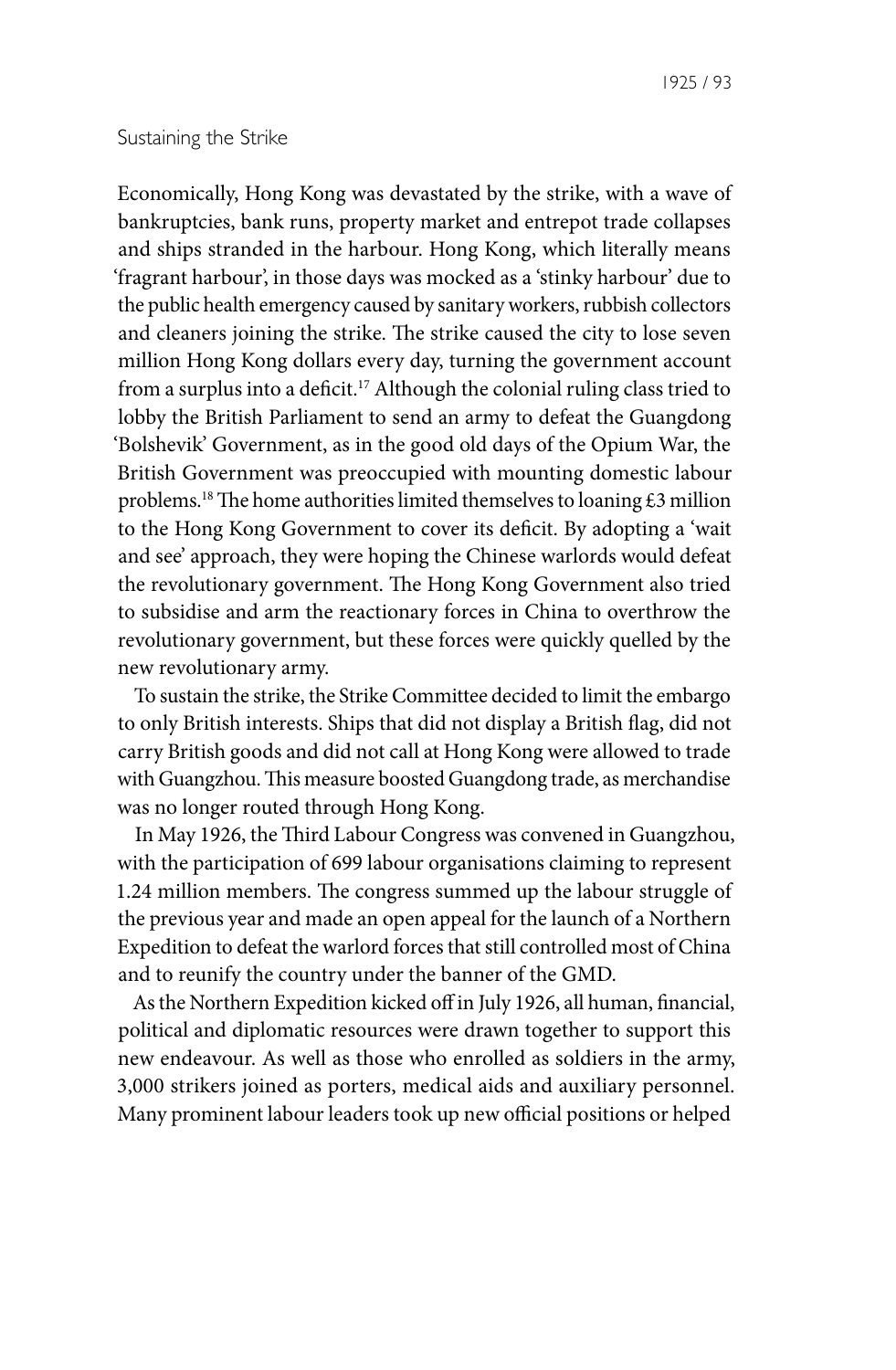## Sustaining the Strike

Economically, Hong Kong was devastated by the strike, with a wave of bankruptcies, bank runs, property market and entrepot trade collapses and ships stranded in the harbour. Hong Kong, which literally means 'fragrant harbour', in those days was mocked as a 'stinky harbour' due to the public health emergency caused by sanitary workers, rubbish collectors and cleaners joining the strike. The strike caused the city to lose seven million Hong Kong dollars every day, turning the government account from a surplus into a deficit.[17] Although the colonial ruling class tried to lobby the British Parliament to send an army to defeat the Guangdong 'Bolshevik' Government, as in the good old days of the Opium War, the British Government was preoccupied with mounting domestic labour problems.[18] The home authorities limited themselves to loaning £3 million to the Hong Kong Government to cover its deficit. By adopting a 'wait and see' approach, they were hoping the Chinese warlords would defeat the revolutionary government. The Hong Kong Government also tried to subsidise and arm the reactionary forces in China to overthrow the revolutionary government, but these forces were quickly quelled by the new revolutionary army.

To sustain the strike, the Strike Committee decided to limit the embargo to only British interests. Ships that did not display a British flag, did not carry British goods and did not call at Hong Kong were allowed to trade with Guangzhou. This measure boosted Guangdong trade, as merchandise was no longer routed through Hong Kong.

In May 1926, the Third Labour Congress was convened in Guangzhou, with the participation of 699 labour organisations claiming to represent 1.24 million members. The congress summed up the labour struggle of the previous year and made an open appeal for the launch of a Northern Expedition to defeat the warlord forces that still controlled most of China and to reunify the country under the banner of the GMD.

As the Northern Expedition kicked off in July 1926, all human, financial, political and diplomatic resources were drawn together to support this new endeavour. As well as those who enrolled as soldiers in the army, 3,000 strikers joined as porters, medical aids and auxiliary personnel. Many prominent labour leaders took up new official positions or helped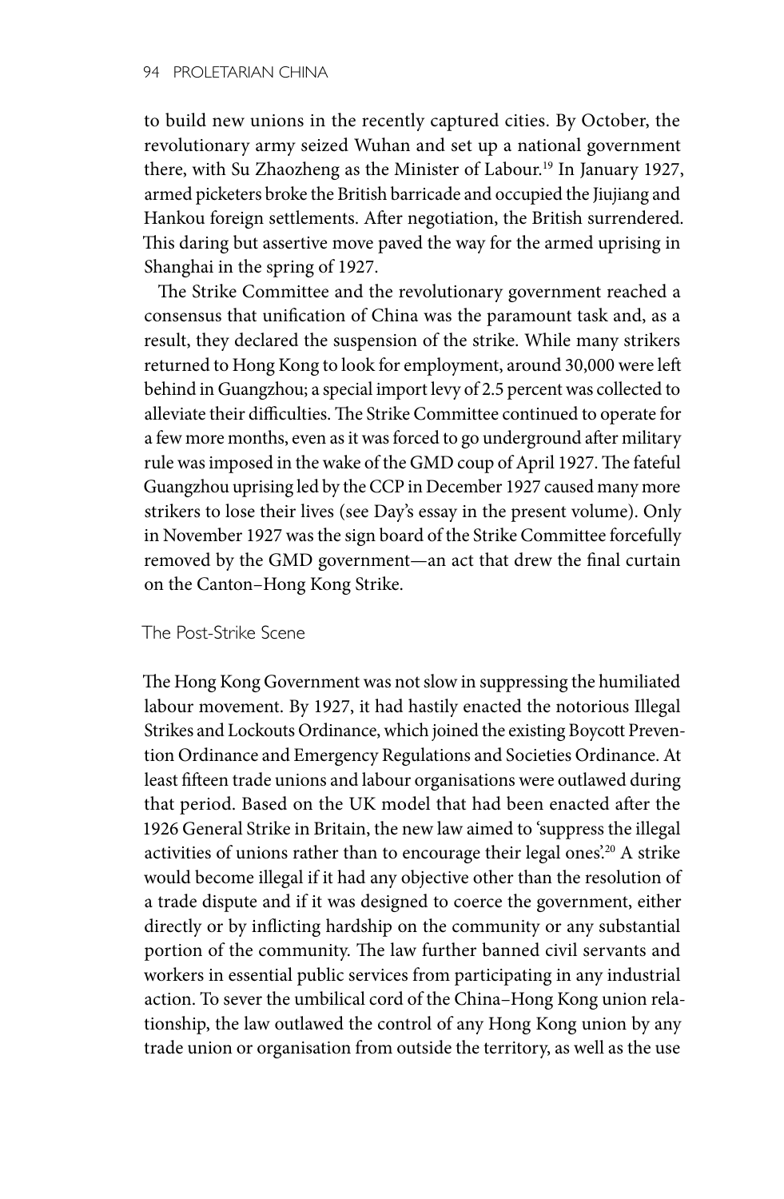to build new unions in the recently captured cities. By October, the revolutionary army seized Wuhan and set up a national government there, with Su Zhaozheng as the Minister of Labour.[19] In January 1927, armed picketers broke the British barricade and occupied the Jiujiang and Hankou foreign settlements. After negotiation, the British surrendered. This daring but assertive move paved the way for the armed uprising in Shanghai in the spring of 1927.

The Strike Committee and the revolutionary government reached a consensus that unification of China was the paramount task and, as a result, they declared the suspension of the strike. While many strikers returned to Hong Kong to look for employment, around 30,000 were left behind in Guangzhou; a special import levy of 2.5 percent was collected to alleviate their difficulties. The Strike Committee continued to operate for a few more months, even as it was forced to go underground after military rule was imposed in the wake of the GMD coup of April 1927. The fateful Guangzhou uprising led by the CCP in December 1927 caused many more strikers to lose their lives (see Day's essay in the present volume). Only in November 1927 was the sign board of the Strike Committee forcefully removed by the GMD government—an act that drew the final curtain on the Canton–Hong Kong Strike.

## The Post-Strike Scene

The Hong Kong Government was not slow in suppressing the humiliated labour movement. By 1927, it had hastily enacted the notorious Illegal Strikes and Lockouts Ordinance, which joined the existing Boycott Prevention Ordinance and Emergency Regulations and Societies Ordinance. At least fifteen trade unions and labour organisations were outlawed during that period. Based on the UK model that had been enacted after the 1926 General Strike in Britain, the new law aimed to 'suppress the illegal activities of unions rather than to encourage their legal ones'.[20] A strike would become illegal if it had any objective other than the resolution of a trade dispute and if it was designed to coerce the government, either directly or by inflicting hardship on the community or any substantial portion of the community. The law further banned civil servants and workers in essential public services from participating in any industrial action. To sever the umbilical cord of the China–Hong Kong union relationship, the law outlawed the control of any Hong Kong union by any trade union or organisation from outside the territory, as well as the use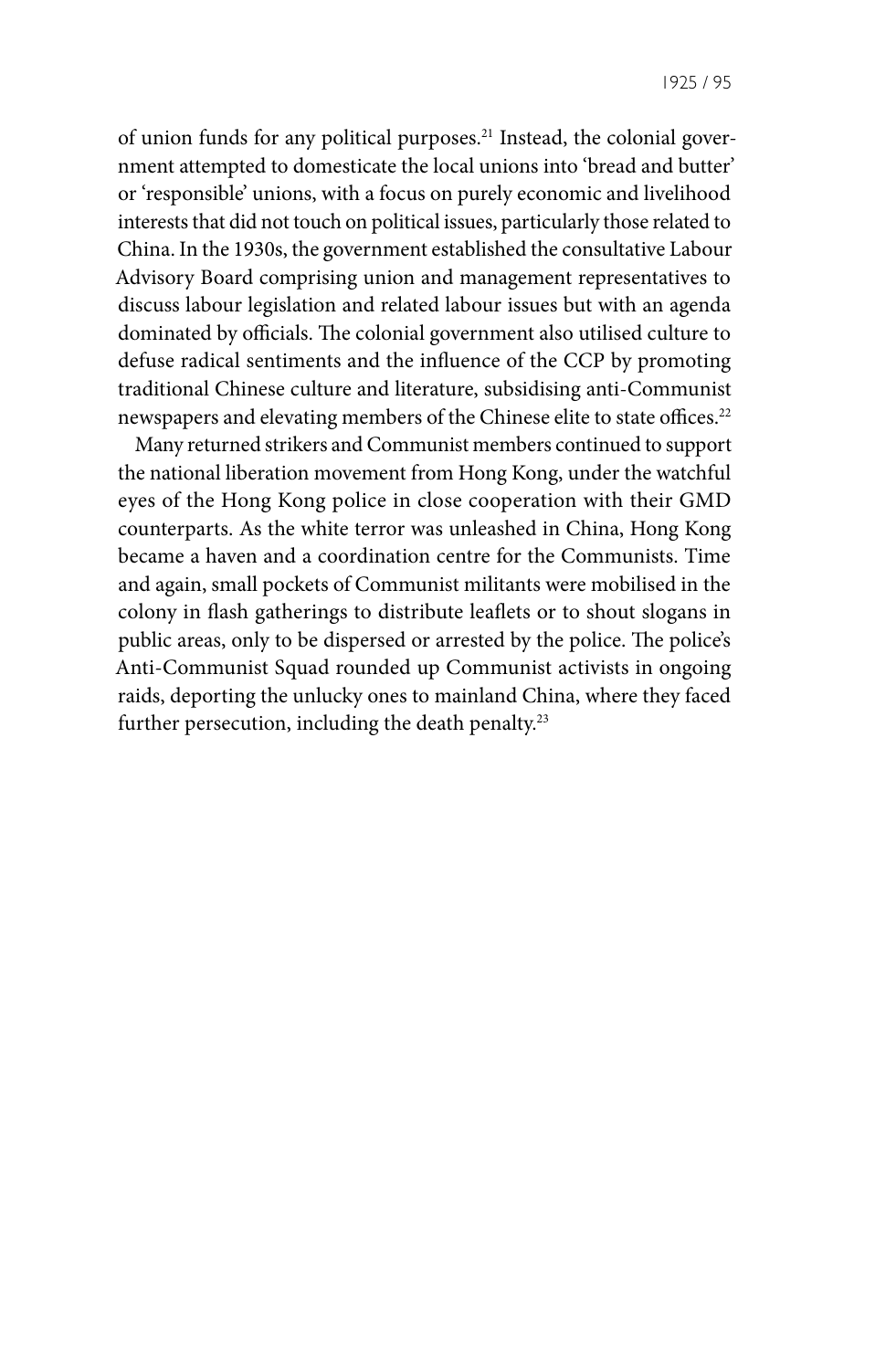of union funds for any political purposes.[21] Instead, the colonial government attempted to domesticate the local unions into 'bread and butter' or 'responsible' unions, with a focus on purely economic and livelihood interests that did not touch on political issues, particularly those related to China. In the 1930s, the government established the consultative Labour Advisory Board comprising union and management representatives to discuss labour legislation and related labour issues but with an agenda dominated by officials. The colonial government also utilised culture to defuse radical sentiments and the influence of the CCP by promoting traditional Chinese culture and literature, subsidising anti-Communist newspapers and elevating members of the Chinese elite to state offices.[22]

Many returned strikers and Communist members continued to support the national liberation movement from Hong Kong, under the watchful eyes of the Hong Kong police in close cooperation with their GMD counterparts. As the white terror was unleashed in China, Hong Kong became a haven and a coordination centre for the Communists. Time and again, small pockets of Communist militants were mobilised in the colony in flash gatherings to distribute leaflets or to shout slogans in public areas, only to be dispersed or arrested by the police. The police's Anti-Communist Squad rounded up Communist activists in ongoing raids, deporting the unlucky ones to mainland China, where they faced further persecution, including the death penalty.[23]